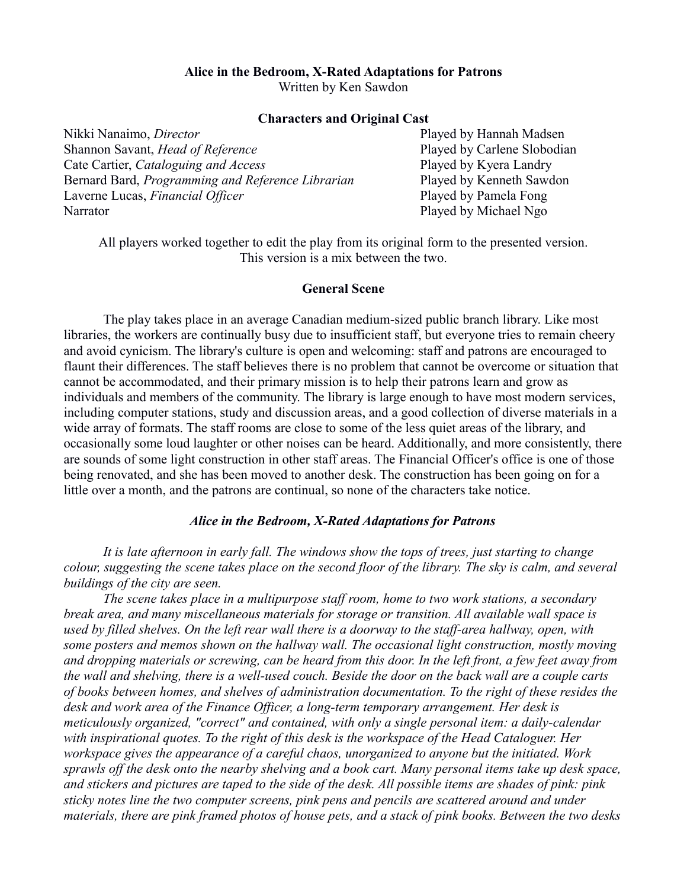**Alice in the Bedroom, X-Rated Adaptations for Patrons**

Written by Ken Sawdon

**Characters and Original Cast**

| | |
|---|---|
| Nikki Nanaimo, *Director* | Played by Hannah Madsen |
| Shannon Savant, *Head of Reference* | Played by Carlene Slobodian |
| Cate Cartier, *Cataloguing and Access* | Played by Kyera Landry |
| Bernard Bard, *Programming and Reference Librarian* | Played by Kenneth Sawdon |
| Laverne Lucas, *Financial Officer* | Played by Pamela Fong |
| Narrator | Played by Michael Ngo |

All players worked together to edit the play from its original form to the presented version. This version is a mix between the two.

**General Scene**

The play takes place in an average Canadian medium-sized public branch library. Like most libraries, the workers are continually busy due to insufficient staff, but everyone tries to remain cheery and avoid cynicism. The library's culture is open and welcoming: staff and patrons are encouraged to flaunt their differences. The staff believes there is no problem that cannot be overcome or situation that cannot be accommodated, and their primary mission is to help their patrons learn and grow as individuals and members of the community. The library is large enough to have most modern services, including computer stations, study and discussion areas, and a good collection of diverse materials in a wide array of formats. The staff rooms are close to some of the less quiet areas of the library, and occasionally some loud laughter or other noises can be heard. Additionally, and more consistently, there are sounds of some light construction in other staff areas. The Financial Officer's office is one of those being renovated, and she has been moved to another desk. The construction has been going on for a little over a month, and the patrons are continual, so none of the characters take notice.

***Alice in the Bedroom, X-Rated Adaptations for Patrons***

*It is late afternoon in early fall. The windows show the tops of trees, just starting to change colour, suggesting the scene takes place on the second floor of the library. The sky is calm, and several buildings of the city are seen.*

*The scene takes place in a multipurpose staff room, home to two work stations, a secondary break area, and many miscellaneous materials for storage or transition. All available wall space is used by filled shelves. On the left rear wall there is a doorway to the staff-area hallway, open, with some posters and memos shown on the hallway wall. The occasional light construction, mostly moving and dropping materials or screwing, can be heard from this door. In the left front, a few feet away from the wall and shelving, there is a well-used couch. Beside the door on the back wall are a couple carts of books between homes, and shelves of administration documentation. To the right of these resides the desk and work area of the Finance Officer, a long-term temporary arrangement. Her desk is meticulously organized, "correct" and contained, with only a single personal item: a daily-calendar with inspirational quotes. To the right of this desk is the workspace of the Head Cataloguer. Her workspace gives the appearance of a careful chaos, unorganized to anyone but the initiated. Work sprawls off the desk onto the nearby shelving and a book cart. Many personal items take up desk space, and stickers and pictures are taped to the side of the desk. All possible items are shades of pink: pink sticky notes line the two computer screens, pink pens and pencils are scattered around and under materials, there are pink framed photos of house pets, and a stack of pink books. Between the two desks*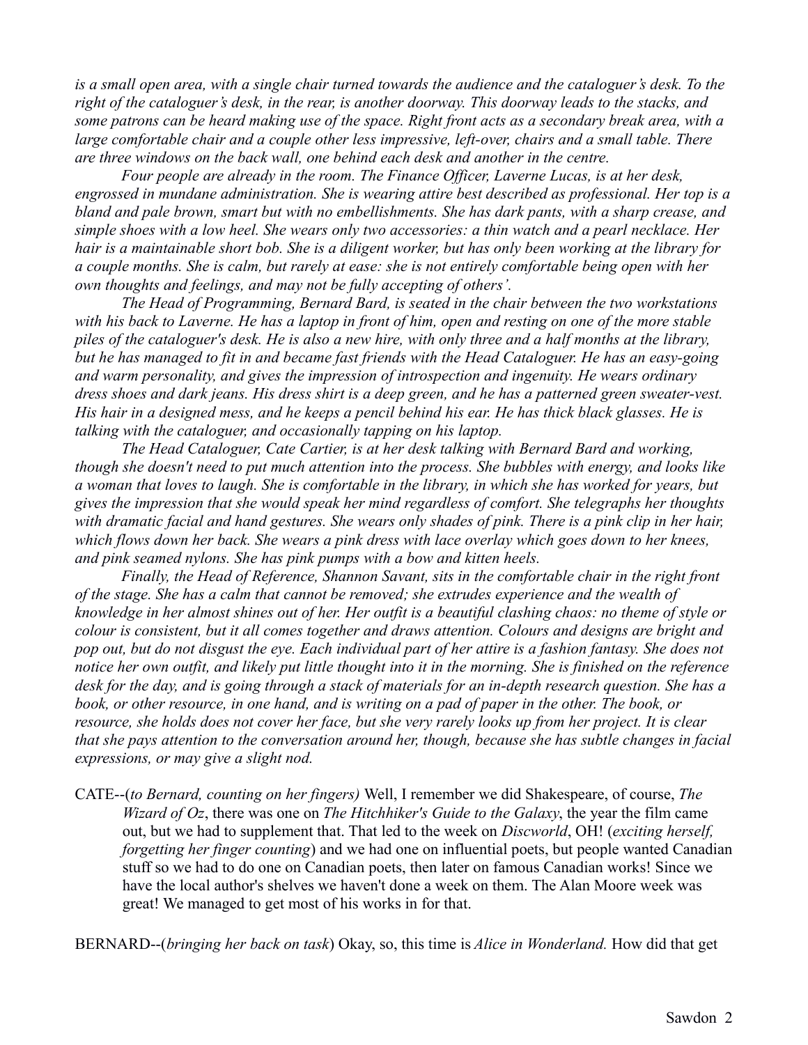*is a small open area, with a single chair turned towards the audience and the cataloguer's desk. To the right of the cataloguer's desk, in the rear, is another doorway. This doorway leads to the stacks, and some patrons can be heard making use of the space. Right front acts as a secondary break area, with a large comfortable chair and a couple other less impressive, left-over, chairs and a small table. There are three windows on the back wall, one behind each desk and another in the centre.*

*Four people are already in the room. The Finance Officer, Laverne Lucas, is at her desk, engrossed in mundane administration. She is wearing attire best described as professional. Her top is a bland and pale brown, smart but with no embellishments. She has dark pants, with a sharp crease, and simple shoes with a low heel. She wears only two accessories: a thin watch and a pearl necklace. Her hair is a maintainable short bob. She is a diligent worker, but has only been working at the library for a couple months. She is calm, but rarely at ease: she is not entirely comfortable being open with her own thoughts and feelings, and may not be fully accepting of others'.*

*The Head of Programming, Bernard Bard, is seated in the chair between the two workstations with his back to Laverne. He has a laptop in front of him, open and resting on one of the more stable piles of the cataloguer's desk. He is also a new hire, with only three and a half months at the library, but he has managed to fit in and became fast friends with the Head Cataloguer. He has an easy-going and warm personality, and gives the impression of introspection and ingenuity. He wears ordinary dress shoes and dark jeans. His dress shirt is a deep green, and he has a patterned green sweater-vest. His hair in a designed mess, and he keeps a pencil behind his ear. He has thick black glasses. He is talking with the cataloguer, and occasionally tapping on his laptop.*

*The Head Cataloguer, Cate Cartier, is at her desk talking with Bernard Bard and working, though she doesn't need to put much attention into the process. She bubbles with energy, and looks like a woman that loves to laugh. She is comfortable in the library, in which she has worked for years, but gives the impression that she would speak her mind regardless of comfort. She telegraphs her thoughts with dramatic facial and hand gestures. She wears only shades of pink. There is a pink clip in her hair, which flows down her back. She wears a pink dress with lace overlay which goes down to her knees, and pink seamed nylons. She has pink pumps with a bow and kitten heels.*

*Finally, the Head of Reference, Shannon Savant, sits in the comfortable chair in the right front of the stage. She has a calm that cannot be removed; she extrudes experience and the wealth of knowledge in her almost shines out of her. Her outfit is a beautiful clashing chaos: no theme of style or colour is consistent, but it all comes together and draws attention. Colours and designs are bright and pop out, but do not disgust the eye. Each individual part of her attire is a fashion fantasy. She does not notice her own outfit, and likely put little thought into it in the morning. She is finished on the reference desk for the day, and is going through a stack of materials for an in-depth research question. She has a book, or other resource, in one hand, and is writing on a pad of paper in the other. The book, or resource, she holds does not cover her face, but she very rarely looks up from her project. It is clear that she pays attention to the conversation around her, though, because she has subtle changes in facial expressions, or may give a slight nod.*

CATE--(*to Bernard, counting on her fingers*) Well, I remember we did Shakespeare, of course, *The Wizard of Oz*, there was one on *The Hitchhiker's Guide to the Galaxy*, the year the film came out, but we had to supplement that. That led to the week on *Discworld*, OH! (*exciting herself, forgetting her finger counting*) and we had one on influential poets, but people wanted Canadian stuff so we had to do one on Canadian poets, then later on famous Canadian works! Since we have the local author's shelves we haven't done a week on them. The Alan Moore week was great! We managed to get most of his works in for that.

BERNARD--(*bringing her back on task*) Okay, so, this time is *Alice in Wonderland.* How did that get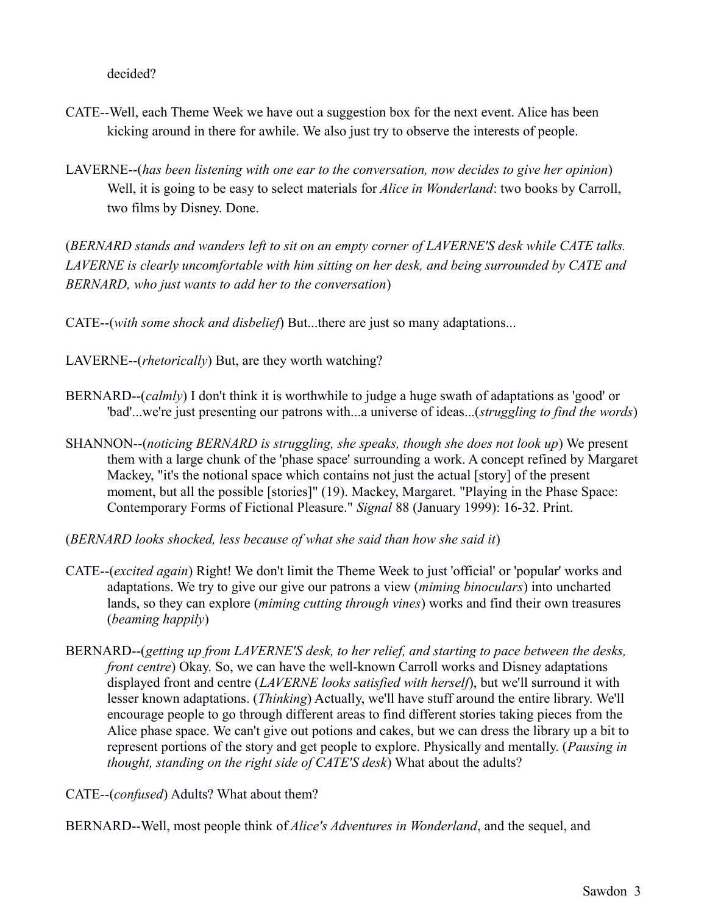decided?

CATE--Well, each Theme Week we have out a suggestion box for the next event. Alice has been kicking around in there for awhile. We also just try to observe the interests of people.

LAVERNE--(*has been listening with one ear to the conversation, now decides to give her opinion*) Well, it is going to be easy to select materials for *Alice in Wonderland*: two books by Carroll, two films by Disney. Done.

(*BERNARD stands and wanders left to sit on an empty corner of LAVERNE'S desk while CATE talks. LAVERNE is clearly uncomfortable with him sitting on her desk, and being surrounded by CATE and BERNARD, who just wants to add her to the conversation*)

CATE--(*with some shock and disbelief*) But...there are just so many adaptations...

LAVERNE--(*rhetorically*) But, are they worth watching?

BERNARD--(*calmly*) I don't think it is worthwhile to judge a huge swath of adaptations as 'good' or 'bad'...we're just presenting our patrons with...a universe of ideas...(*struggling to find the words*)

SHANNON--(*noticing BERNARD is struggling, she speaks, though she does not look up*) We present them with a large chunk of the 'phase space' surrounding a work. A concept refined by Margaret Mackey, "it's the notional space which contains not just the actual [story] of the present moment, but all the possible [stories]" (19). Mackey, Margaret. "Playing in the Phase Space: Contemporary Forms of Fictional Pleasure." *Signal* 88 (January 1999): 16-32. Print.

(*BERNARD looks shocked, less because of what she said than how she said it*)

CATE--(*excited again*) Right! We don't limit the Theme Week to just 'official' or 'popular' works and adaptations. We try to give our give our patrons a view (*miming binoculars*) into uncharted lands, so they can explore (*miming cutting through vines*) works and find their own treasures (*beaming happily*)

BERNARD--(*getting up from LAVERNE'S desk, to her relief, and starting to pace between the desks, front centre*) Okay. So, we can have the well-known Carroll works and Disney adaptations displayed front and centre (*LAVERNE looks satisfied with herself*), but we'll surround it with lesser known adaptations. (*Thinking*) Actually, we'll have stuff around the entire library. We'll encourage people to go through different areas to find different stories taking pieces from the Alice phase space. We can't give out potions and cakes, but we can dress the library up a bit to represent portions of the story and get people to explore. Physically and mentally. (*Pausing in thought, standing on the right side of CATE'S desk*) What about the adults?

CATE--(*confused*) Adults? What about them?

BERNARD--Well, most people think of *Alice's Adventures in Wonderland*, and the sequel, and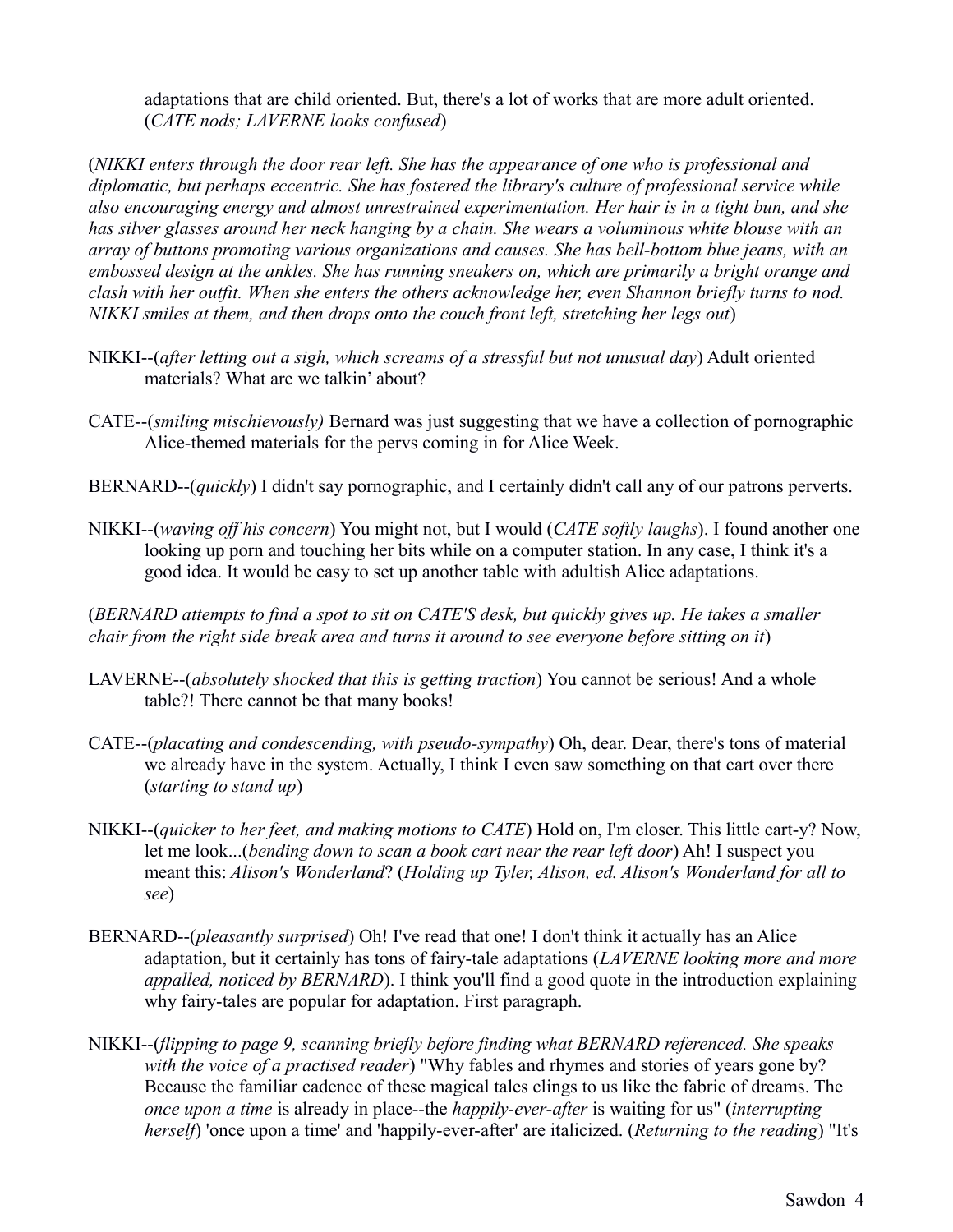adaptations that are child oriented. But, there's a lot of works that are more adult oriented. (*CATE nods; LAVERNE looks confused*)

(*NIKKI enters through the door rear left. She has the appearance of one who is professional and diplomatic, but perhaps eccentric. She has fostered the library's culture of professional service while also encouraging energy and almost unrestrained experimentation. Her hair is in a tight bun, and she has silver glasses around her neck hanging by a chain. She wears a voluminous white blouse with an array of buttons promoting various organizations and causes. She has bell-bottom blue jeans, with an embossed design at the ankles. She has running sneakers on, which are primarily a bright orange and clash with her outfit. When she enters the others acknowledge her, even Shannon briefly turns to nod. NIKKI smiles at them, and then drops onto the couch front left, stretching her legs out*)

NIKKI--(*after letting out a sigh, which screams of a stressful but not unusual day*) Adult oriented materials? What are we talkin' about?

CATE--(*smiling mischievously)* Bernard was just suggesting that we have a collection of pornographic Alice-themed materials for the pervs coming in for Alice Week.

BERNARD--(*quickly*) I didn't say pornographic, and I certainly didn't call any of our patrons perverts.

NIKKI--(*waving off his concern*) You might not, but I would (*CATE softly laughs*). I found another one looking up porn and touching her bits while on a computer station. In any case, I think it's a good idea. It would be easy to set up another table with adultish Alice adaptations.

(*BERNARD attempts to find a spot to sit on CATE'S desk, but quickly gives up. He takes a smaller chair from the right side break area and turns it around to see everyone before sitting on it*)

LAVERNE--(*absolutely shocked that this is getting traction*) You cannot be serious! And a whole table?! There cannot be that many books!

CATE--(*placating and condescending, with pseudo-sympathy*) Oh, dear. Dear, there's tons of material we already have in the system. Actually, I think I even saw something on that cart over there (*starting to stand up*)

NIKKI--(*quicker to her feet, and making motions to CATE*) Hold on, I'm closer. This little cart-y? Now, let me look...(*bending down to scan a book cart near the rear left door*) Ah! I suspect you meant this: *Alison's Wonderland*? (*Holding up Tyler, Alison, ed. Alison's Wonderland for all to see*)

BERNARD--(*pleasantly surprised*) Oh! I've read that one! I don't think it actually has an Alice adaptation, but it certainly has tons of fairy-tale adaptations (*LAVERNE looking more and more appalled, noticed by BERNARD*). I think you'll find a good quote in the introduction explaining why fairy-tales are popular for adaptation. First paragraph.

NIKKI--(*flipping to page 9, scanning briefly before finding what BERNARD referenced. She speaks with the voice of a practised reader*) "Why fables and rhymes and stories of years gone by? Because the familiar cadence of these magical tales clings to us like the fabric of dreams. The *once upon a time* is already in place--the *happily-ever-after* is waiting for us" (*interrupting herself*) 'once upon a time' and 'happily-ever-after' are italicized. (*Returning to the reading*) "It's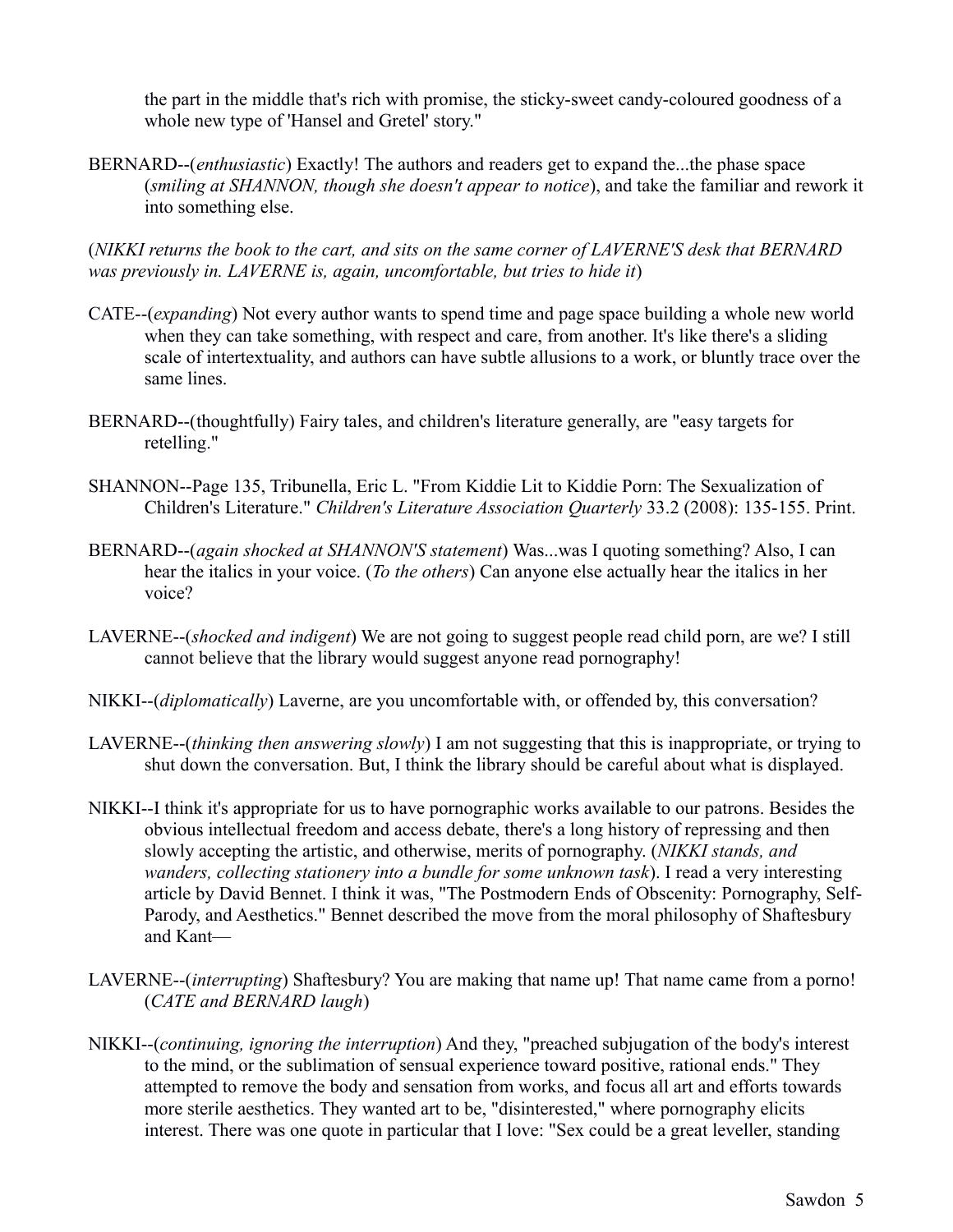the part in the middle that's rich with promise, the sticky-sweet candy-coloured goodness of a whole new type of 'Hansel and Gretel' story."

BERNARD--(*enthusiastic*) Exactly! The authors and readers get to expand the...the phase space (*smiling at SHANNON, though she doesn't appear to notice*), and take the familiar and rework it into something else.

(*NIKKI returns the book to the cart, and sits on the same corner of LAVERNE'S desk that BERNARD was previously in. LAVERNE is, again, uncomfortable, but tries to hide it*)

CATE--(*expanding*) Not every author wants to spend time and page space building a whole new world when they can take something, with respect and care, from another. It's like there's a sliding scale of intertextuality, and authors can have subtle allusions to a work, or bluntly trace over the same lines.

BERNARD--(thoughtfully) Fairy tales, and children's literature generally, are "easy targets for retelling."

SHANNON--Page 135, Tribunella, Eric L. "From Kiddie Lit to Kiddie Porn: The Sexualization of Children's Literature." *Children's Literature Association Quarterly* 33.2 (2008): 135-155. Print.

BERNARD--(*again shocked at SHANNON'S statement*) Was...was I quoting something? Also, I can hear the italics in your voice. (*To the others*) Can anyone else actually hear the italics in her voice?

LAVERNE--(*shocked and indigent*) We are not going to suggest people read child porn, are we? I still cannot believe that the library would suggest anyone read pornography!

NIKKI--(*diplomatically*) Laverne, are you uncomfortable with, or offended by, this conversation?

LAVERNE--(*thinking then answering slowly*) I am not suggesting that this is inappropriate, or trying to shut down the conversation. But, I think the library should be careful about what is displayed.

NIKKI--I think it's appropriate for us to have pornographic works available to our patrons. Besides the obvious intellectual freedom and access debate, there's a long history of repressing and then slowly accepting the artistic, and otherwise, merits of pornography. (*NIKKI stands, and wanders, collecting stationery into a bundle for some unknown task*). I read a very interesting article by David Bennet. I think it was, "The Postmodern Ends of Obscenity: Pornography, Self-Parody, and Aesthetics." Bennet described the move from the moral philosophy of Shaftesbury and Kant—

LAVERNE--(*interrupting*) Shaftesbury? You are making that name up! That name came from a porno! (*CATE and BERNARD laugh*)

NIKKI--(*continuing, ignoring the interruption*) And they, "preached subjugation of the body's interest to the mind, or the sublimation of sensual experience toward positive, rational ends." They attempted to remove the body and sensation from works, and focus all art and efforts towards more sterile aesthetics. They wanted art to be, "disinterested," where pornography elicits interest. There was one quote in particular that I love: "Sex could be a great leveller, standing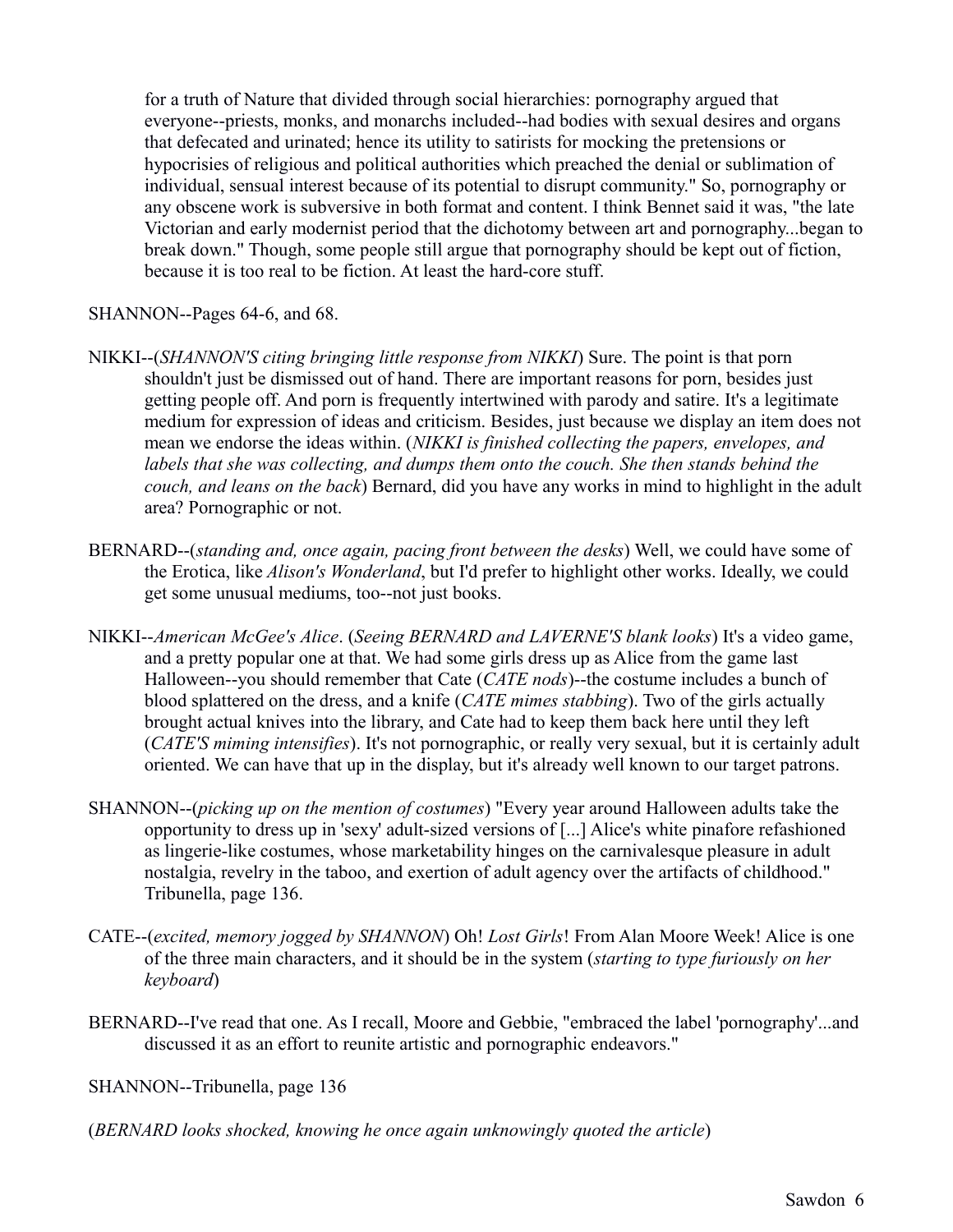for a truth of Nature that divided through social hierarchies: pornography argued that everyone--priests, monks, and monarchs included--had bodies with sexual desires and organs that defecated and urinated; hence its utility to satirists for mocking the pretensions or hypocrisies of religious and political authorities which preached the denial or sublimation of individual, sensual interest because of its potential to disrupt community." So, pornography or any obscene work is subversive in both format and content. I think Bennet said it was, "the late Victorian and early modernist period that the dichotomy between art and pornography...began to break down." Though, some people still argue that pornography should be kept out of fiction, because it is too real to be fiction. At least the hard-core stuff.

SHANNON--Pages 64-6, and 68.

NIKKI--(*SHANNON'S citing bringing little response from NIKKI*) Sure. The point is that porn shouldn't just be dismissed out of hand. There are important reasons for porn, besides just getting people off. And porn is frequently intertwined with parody and satire. It's a legitimate medium for expression of ideas and criticism. Besides, just because we display an item does not mean we endorse the ideas within. (*NIKKI is finished collecting the papers, envelopes, and labels that she was collecting, and dumps them onto the couch. She then stands behind the couch, and leans on the back*) Bernard, did you have any works in mind to highlight in the adult area? Pornographic or not.

BERNARD--(*standing and, once again, pacing front between the desks*) Well, we could have some of the Erotica, like *Alison's Wonderland*, but I'd prefer to highlight other works. Ideally, we could get some unusual mediums, too--not just books.

NIKKI--*American McGee's Alice*. (*Seeing BERNARD and LAVERNE'S blank looks*) It's a video game, and a pretty popular one at that. We had some girls dress up as Alice from the game last Halloween--you should remember that Cate (*CATE nods*)--the costume includes a bunch of blood splattered on the dress, and a knife (*CATE mimes stabbing*). Two of the girls actually brought actual knives into the library, and Cate had to keep them back here until they left (*CATE'S miming intensifies*). It's not pornographic, or really very sexual, but it is certainly adult oriented. We can have that up in the display, but it's already well known to our target patrons.

SHANNON--(*picking up on the mention of costumes*) "Every year around Halloween adults take the opportunity to dress up in 'sexy' adult-sized versions of [...] Alice's white pinafore refashioned as lingerie-like costumes, whose marketability hinges on the carnivalesque pleasure in adult nostalgia, revelry in the taboo, and exertion of adult agency over the artifacts of childhood." Tribunella, page 136.

CATE--(*excited, memory jogged by SHANNON*) Oh! *Lost Girls*! From Alan Moore Week! Alice is one of the three main characters, and it should be in the system (*starting to type furiously on her keyboard*)

BERNARD--I've read that one. As I recall, Moore and Gebbie, "embraced the label 'pornography'...and discussed it as an effort to reunite artistic and pornographic endeavors."

SHANNON--Tribunella, page 136

(*BERNARD looks shocked, knowing he once again unknowingly quoted the article*)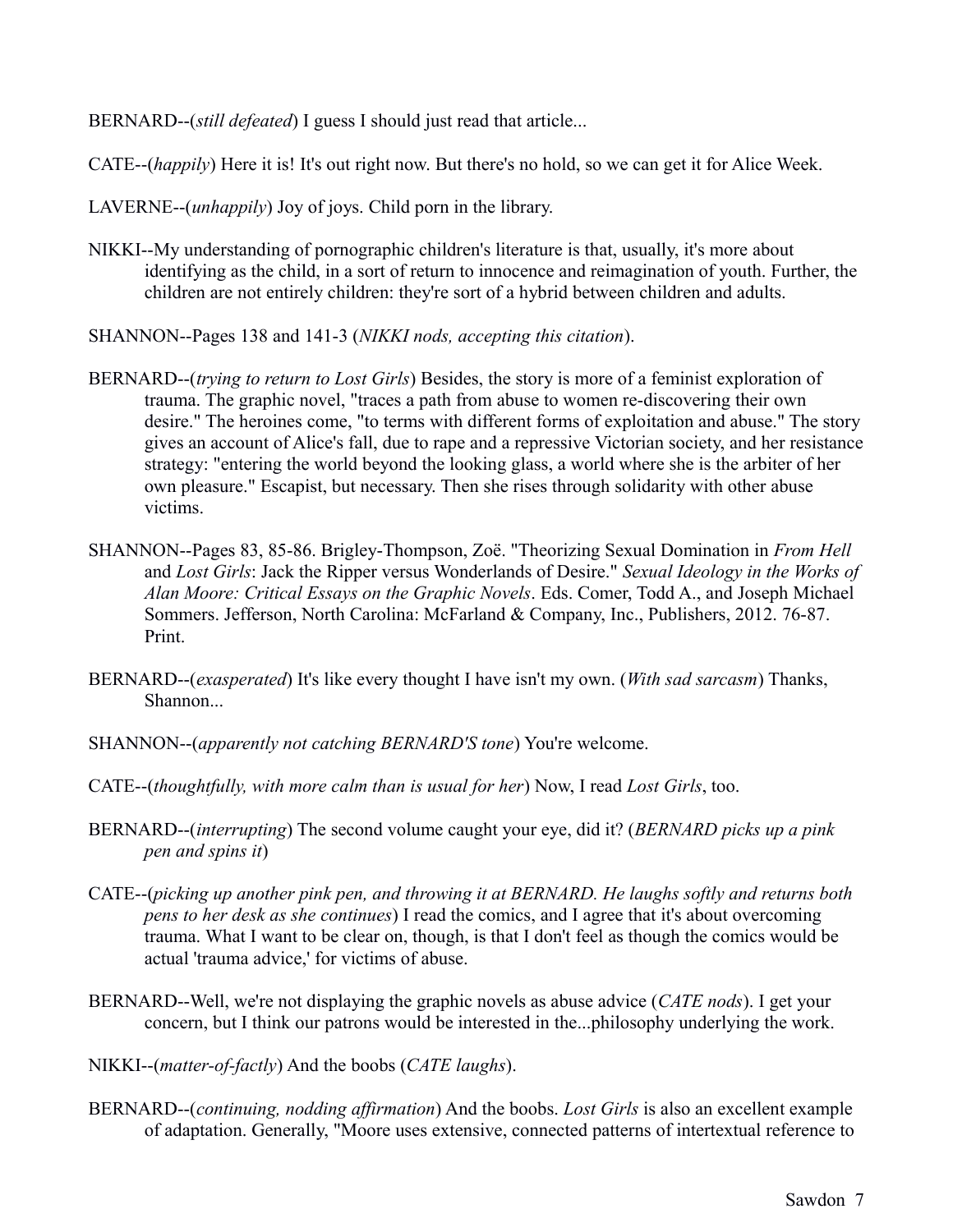BERNARD--(*still defeated*) I guess I should just read that article...

CATE--(*happily*) Here it is! It's out right now. But there's no hold, so we can get it for Alice Week.

LAVERNE--(*unhappily*) Joy of joys. Child porn in the library.

NIKKI--My understanding of pornographic children's literature is that, usually, it's more about identifying as the child, in a sort of return to innocence and reimagination of youth. Further, the children are not entirely children: they're sort of a hybrid between children and adults.

SHANNON--Pages 138 and 141-3 (*NIKKI nods, accepting this citation*).

BERNARD--(*trying to return to Lost Girls*) Besides, the story is more of a feminist exploration of trauma. The graphic novel, "traces a path from abuse to women re-discovering their own desire." The heroines come, "to terms with different forms of exploitation and abuse." The story gives an account of Alice's fall, due to rape and a repressive Victorian society, and her resistance strategy: "entering the world beyond the looking glass, a world where she is the arbiter of her own pleasure." Escapist, but necessary. Then she rises through solidarity with other abuse victims.

SHANNON--Pages 83, 85-86. Brigley-Thompson, Zoë. "Theorizing Sexual Domination in *From Hell* and *Lost Girls*: Jack the Ripper versus Wonderlands of Desire." *Sexual Ideology in the Works of Alan Moore: Critical Essays on the Graphic Novels*. Eds. Comer, Todd A., and Joseph Michael Sommers. Jefferson, North Carolina: McFarland & Company, Inc., Publishers, 2012. 76-87. Print.

BERNARD--(*exasperated*) It's like every thought I have isn't my own. (*With sad sarcasm*) Thanks, Shannon...

SHANNON--(*apparently not catching BERNARD'S tone*) You're welcome.

CATE--(*thoughtfully, with more calm than is usual for her*) Now, I read *Lost Girls*, too.

BERNARD--(*interrupting*) The second volume caught your eye, did it? (*BERNARD picks up a pink pen and spins it*)

CATE--(*picking up another pink pen, and throwing it at BERNARD. He laughs softly and returns both pens to her desk as she continues*) I read the comics, and I agree that it's about overcoming trauma. What I want to be clear on, though, is that I don't feel as though the comics would be actual 'trauma advice,' for victims of abuse.

BERNARD--Well, we're not displaying the graphic novels as abuse advice (*CATE nods*). I get your concern, but I think our patrons would be interested in the...philosophy underlying the work.

NIKKI--(*matter-of-factly*) And the boobs (*CATE laughs*).

BERNARD--(*continuing, nodding affirmation*) And the boobs. *Lost Girls* is also an excellent example of adaptation. Generally, "Moore uses extensive, connected patterns of intertextual reference to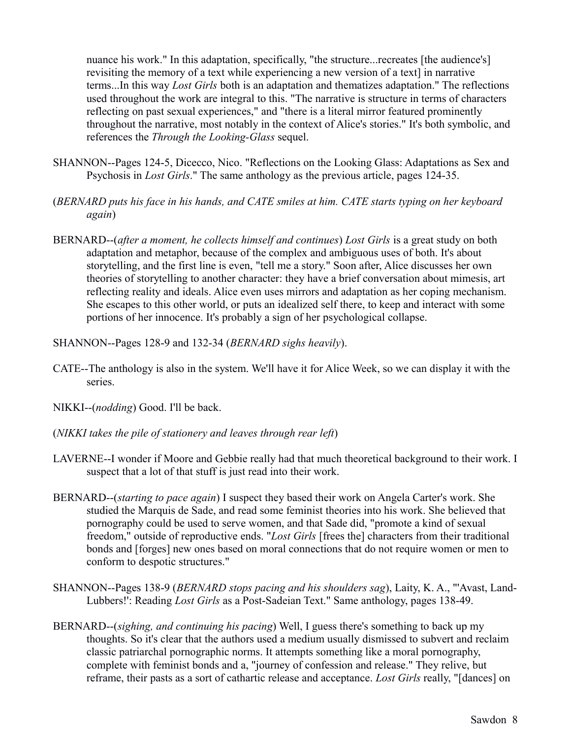nuance his work." In this adaptation, specifically, "the structure...recreates [the audience's] revisiting the memory of a text while experiencing a new version of a text] in narrative terms...In this way *Lost Girls* both is an adaptation and thematizes adaptation." The reflections used throughout the work are integral to this. "The narrative is structure in terms of characters reflecting on past sexual experiences," and "there is a literal mirror featured prominently throughout the narrative, most notably in the context of Alice's stories." It's both symbolic, and references the *Through the Looking-Glass* sequel.

SHANNON--Pages 124-5, Dicecco, Nico. "Reflections on the Looking Glass: Adaptations as Sex and Psychosis in *Lost Girls*." The same anthology as the previous article, pages 124-35.

(*BERNARD puts his face in his hands, and CATE smiles at him. CATE starts typing on her keyboard again*)

BERNARD--(*after a moment, he collects himself and continues*) *Lost Girls* is a great study on both adaptation and metaphor, because of the complex and ambiguous uses of both. It's about storytelling, and the first line is even, "tell me a story." Soon after, Alice discusses her own theories of storytelling to another character: they have a brief conversation about mimesis, art reflecting reality and ideals. Alice even uses mirrors and adaptation as her coping mechanism. She escapes to this other world, or puts an idealized self there, to keep and interact with some portions of her innocence. It's probably a sign of her psychological collapse.

SHANNON--Pages 128-9 and 132-34 (*BERNARD sighs heavily*).

CATE--The anthology is also in the system. We'll have it for Alice Week, so we can display it with the series.

NIKKI--(*nodding*) Good. I'll be back.

(*NIKKI takes the pile of stationery and leaves through rear left*)

LAVERNE--I wonder if Moore and Gebbie really had that much theoretical background to their work. I suspect that a lot of that stuff is just read into their work.

BERNARD--(*starting to pace again*) I suspect they based their work on Angela Carter's work. She studied the Marquis de Sade, and read some feminist theories into his work. She believed that pornography could be used to serve women, and that Sade did, "promote a kind of sexual freedom," outside of reproductive ends. "*Lost Girls* [frees the] characters from their traditional bonds and [forges] new ones based on moral connections that do not require women or men to conform to despotic structures."

SHANNON--Pages 138-9 (*BERNARD stops pacing and his shoulders sag*), Laity, K. A., "'Avast, Land-Lubbers!': Reading *Lost Girls* as a Post-Sadeian Text." Same anthology, pages 138-49.

BERNARD--(*sighing, and continuing his pacing*) Well, I guess there's something to back up my thoughts. So it's clear that the authors used a medium usually dismissed to subvert and reclaim classic patriarchal pornographic norms. It attempts something like a moral pornography, complete with feminist bonds and a, "journey of confession and release." They relive, but reframe, their pasts as a sort of cathartic release and acceptance. *Lost Girls* really, "[dances] on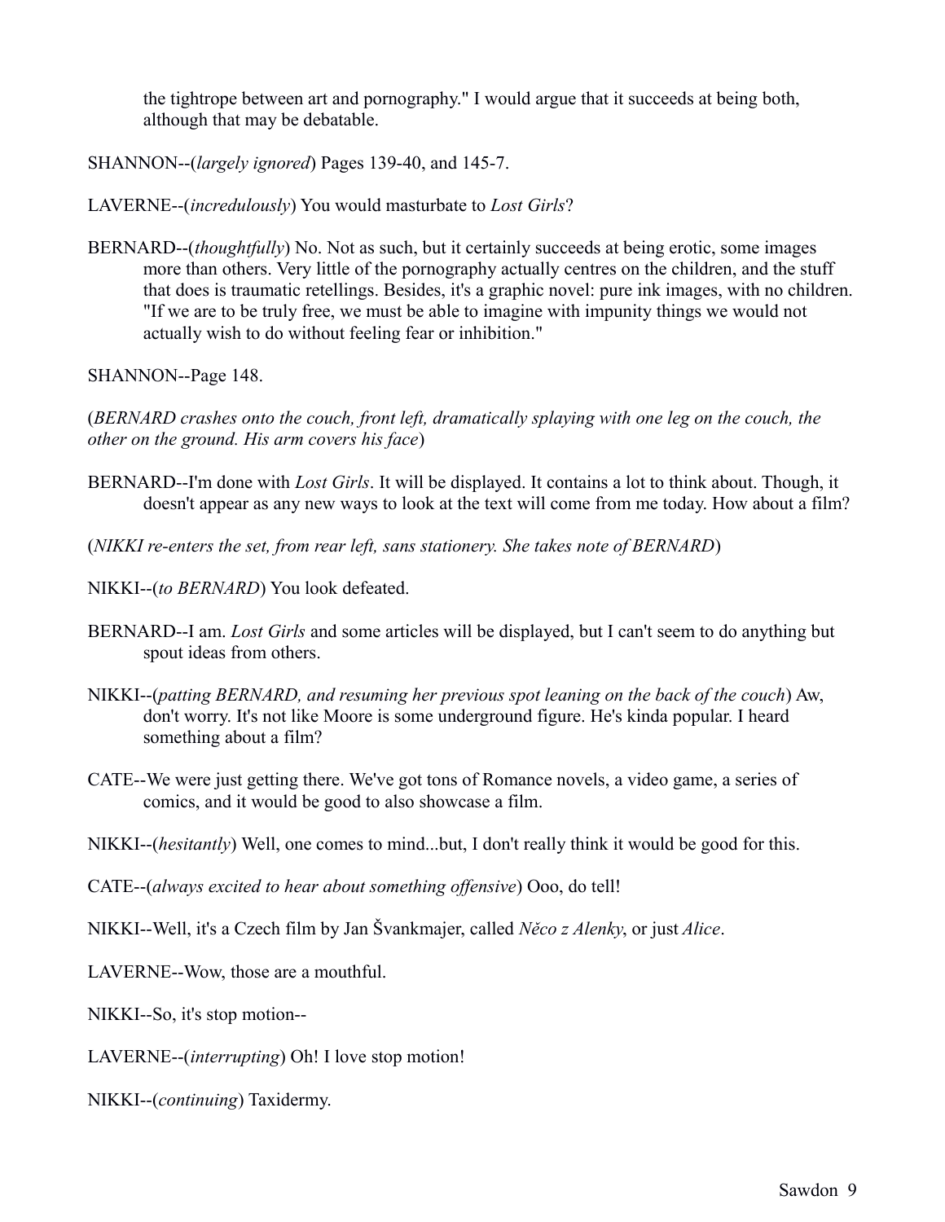the tightrope between art and pornography." I would argue that it succeeds at being both, although that may be debatable.

SHANNON--(*largely ignored*) Pages 139-40, and 145-7.

LAVERNE--(*incredulously*) You would masturbate to *Lost Girls*?

BERNARD--(*thoughtfully*) No. Not as such, but it certainly succeeds at being erotic, some images more than others. Very little of the pornography actually centres on the children, and the stuff that does is traumatic retellings. Besides, it's a graphic novel: pure ink images, with no children. "If we are to be truly free, we must be able to imagine with impunity things we would not actually wish to do without feeling fear or inhibition."

SHANNON--Page 148.

(*BERNARD crashes onto the couch, front left, dramatically splaying with one leg on the couch, the other on the ground. His arm covers his face*)

BERNARD--I'm done with *Lost Girls*. It will be displayed. It contains a lot to think about. Though, it doesn't appear as any new ways to look at the text will come from me today. How about a film?

(*NIKKI re-enters the set, from rear left, sans stationery. She takes note of BERNARD*)

NIKKI--(*to BERNARD*) You look defeated.

BERNARD--I am. *Lost Girls* and some articles will be displayed, but I can't seem to do anything but spout ideas from others.

NIKKI--(*patting BERNARD, and resuming her previous spot leaning on the back of the couch*) Aw, don't worry. It's not like Moore is some underground figure. He's kinda popular. I heard something about a film?

CATE--We were just getting there. We've got tons of Romance novels, a video game, a series of comics, and it would be good to also showcase a film.

NIKKI--(*hesitantly*) Well, one comes to mind...but, I don't really think it would be good for this.

CATE--(*always excited to hear about something offensive*) Ooo, do tell!

NIKKI--Well, it's a Czech film by Jan Švankmajer, called *Něco z Alenky*, or just *Alice*.

LAVERNE--Wow, those are a mouthful.

NIKKI--So, it's stop motion--

LAVERNE--(*interrupting*) Oh! I love stop motion!

NIKKI--(*continuing*) Taxidermy.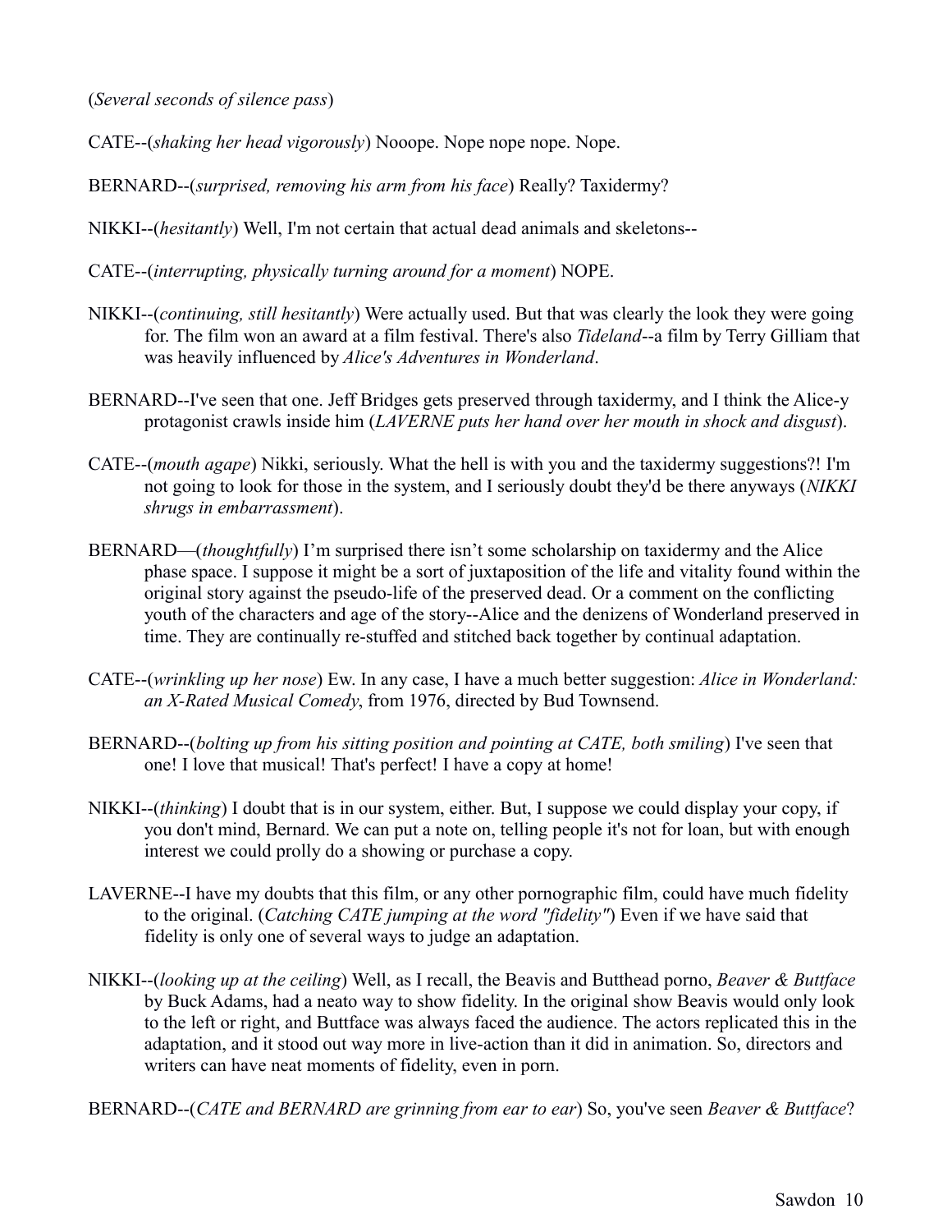(*Several seconds of silence pass*)

CATE--(*shaking her head vigorously*) Nooope. Nope nope nope. Nope.

BERNARD--(*surprised, removing his arm from his face*) Really? Taxidermy?

NIKKI--(*hesitantly*) Well, I'm not certain that actual dead animals and skeletons--

CATE--(*interrupting, physically turning around for a moment*) NOPE.

NIKKI--(*continuing, still hesitantly*) Were actually used. But that was clearly the look they were going for. The film won an award at a film festival. There's also *Tideland*--a film by Terry Gilliam that was heavily influenced by *Alice's Adventures in Wonderland*.

BERNARD--I've seen that one. Jeff Bridges gets preserved through taxidermy, and I think the Alice-y protagonist crawls inside him (*LAVERNE puts her hand over her mouth in shock and disgust*).

CATE--(*mouth agape*) Nikki, seriously. What the hell is with you and the taxidermy suggestions?! I'm not going to look for those in the system, and I seriously doubt they'd be there anyways (*NIKKI shrugs in embarrassment*).

BERNARD—(*thoughtfully*) I'm surprised there isn't some scholarship on taxidermy and the Alice phase space. I suppose it might be a sort of juxtaposition of the life and vitality found within the original story against the pseudo-life of the preserved dead. Or a comment on the conflicting youth of the characters and age of the story--Alice and the denizens of Wonderland preserved in time. They are continually re-stuffed and stitched back together by continual adaptation.

CATE--(*wrinkling up her nose*) Ew. In any case, I have a much better suggestion: *Alice in Wonderland: an X-Rated Musical Comedy*, from 1976, directed by Bud Townsend.

BERNARD--(*bolting up from his sitting position and pointing at CATE, both smiling*) I've seen that one! I love that musical! That's perfect! I have a copy at home!

NIKKI--(*thinking*) I doubt that is in our system, either. But, I suppose we could display your copy, if you don't mind, Bernard. We can put a note on, telling people it's not for loan, but with enough interest we could prolly do a showing or purchase a copy.

LAVERNE--I have my doubts that this film, or any other pornographic film, could have much fidelity to the original. (*Catching CATE jumping at the word "fidelity"*) Even if we have said that fidelity is only one of several ways to judge an adaptation.

NIKKI--(*looking up at the ceiling*) Well, as I recall, the Beavis and Butthead porno, *Beaver & Buttface* by Buck Adams, had a neato way to show fidelity. In the original show Beavis would only look to the left or right, and Buttface was always faced the audience. The actors replicated this in the adaptation, and it stood out way more in live-action than it did in animation. So, directors and writers can have neat moments of fidelity, even in porn.

BERNARD--(*CATE and BERNARD are grinning from ear to ear*) So, you've seen *Beaver & Buttface*?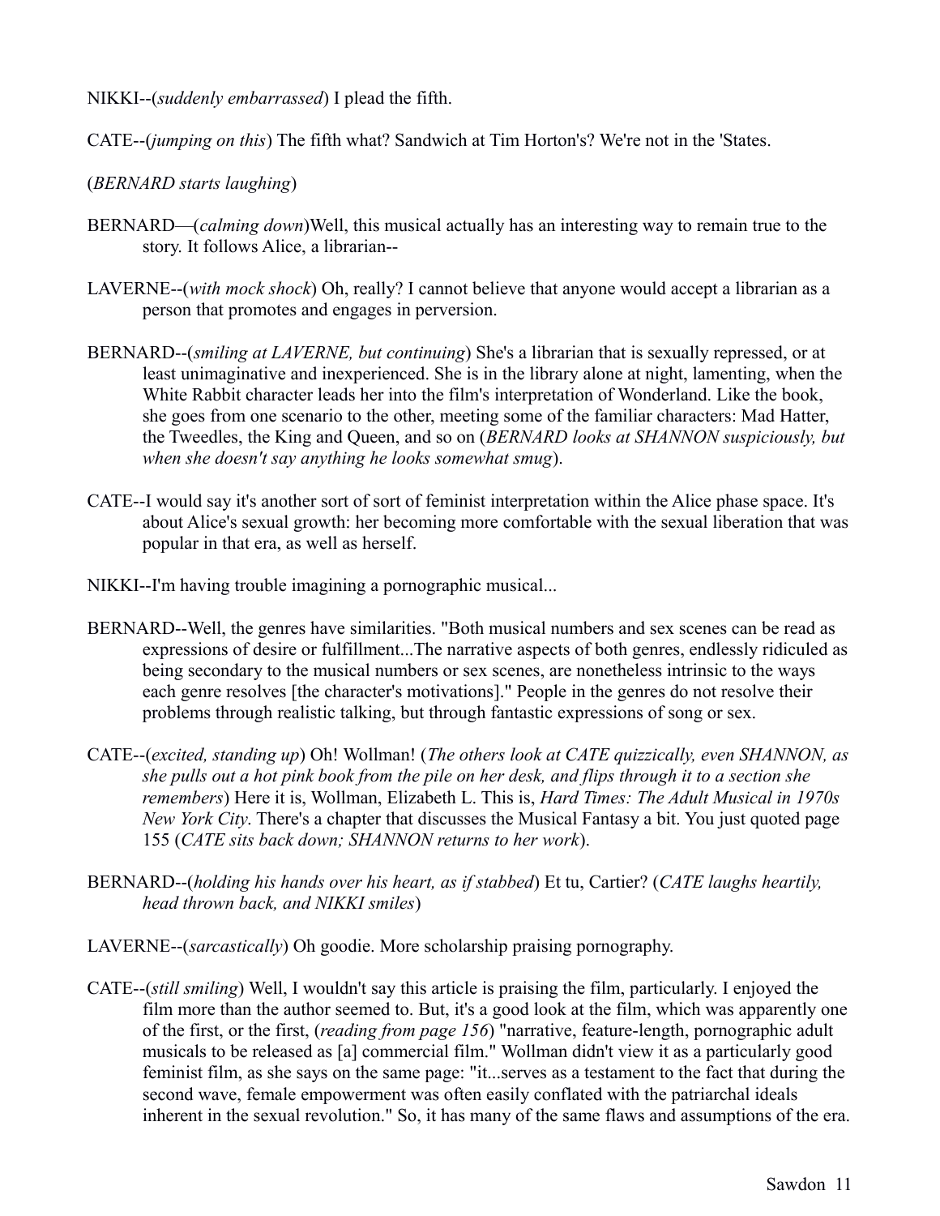NIKKI--(*suddenly embarrassed*) I plead the fifth.

CATE--(*jumping on this*) The fifth what? Sandwich at Tim Horton's? We're not in the 'States.

(*BERNARD starts laughing*)

BERNARD—(*calming down*)Well, this musical actually has an interesting way to remain true to the story. It follows Alice, a librarian--

LAVERNE--(*with mock shock*) Oh, really? I cannot believe that anyone would accept a librarian as a person that promotes and engages in perversion.

BERNARD--(*smiling at LAVERNE, but continuing*) She's a librarian that is sexually repressed, or at least unimaginative and inexperienced. She is in the library alone at night, lamenting, when the White Rabbit character leads her into the film's interpretation of Wonderland. Like the book, she goes from one scenario to the other, meeting some of the familiar characters: Mad Hatter, the Tweedles, the King and Queen, and so on (*BERNARD looks at SHANNON suspiciously, but when she doesn't say anything he looks somewhat smug*).

CATE--I would say it's another sort of sort of feminist interpretation within the Alice phase space. It's about Alice's sexual growth: her becoming more comfortable with the sexual liberation that was popular in that era, as well as herself.

NIKKI--I'm having trouble imagining a pornographic musical...

BERNARD--Well, the genres have similarities. "Both musical numbers and sex scenes can be read as expressions of desire or fulfillment...The narrative aspects of both genres, endlessly ridiculed as being secondary to the musical numbers or sex scenes, are nonetheless intrinsic to the ways each genre resolves [the character's motivations]." People in the genres do not resolve their problems through realistic talking, but through fantastic expressions of song or sex.

CATE--(*excited, standing up*) Oh! Wollman! (*The others look at CATE quizzically, even SHANNON, as she pulls out a hot pink book from the pile on her desk, and flips through it to a section she remembers*) Here it is, Wollman, Elizabeth L. This is, *Hard Times: The Adult Musical in 1970s New York City*. There's a chapter that discusses the Musical Fantasy a bit. You just quoted page 155 (*CATE sits back down; SHANNON returns to her work*).

BERNARD--(*holding his hands over his heart, as if stabbed*) Et tu, Cartier? (*CATE laughs heartily, head thrown back, and NIKKI smiles*)

LAVERNE--(*sarcastically*) Oh goodie. More scholarship praising pornography.

CATE--(*still smiling*) Well, I wouldn't say this article is praising the film, particularly. I enjoyed the film more than the author seemed to. But, it's a good look at the film, which was apparently one of the first, or the first, (*reading from page 156*) "narrative, feature-length, pornographic adult musicals to be released as [a] commercial film." Wollman didn't view it as a particularly good feminist film, as she says on the same page: "it...serves as a testament to the fact that during the second wave, female empowerment was often easily conflated with the patriarchal ideals inherent in the sexual revolution." So, it has many of the same flaws and assumptions of the era.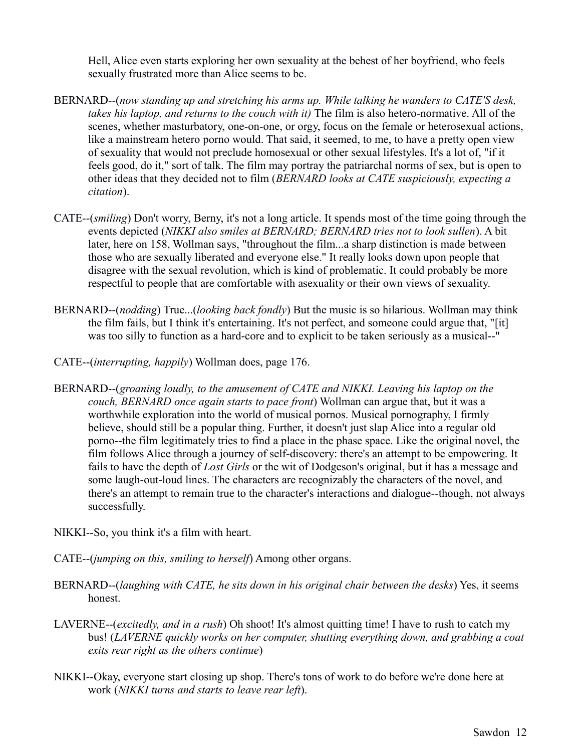Hell, Alice even starts exploring her own sexuality at the behest of her boyfriend, who feels sexually frustrated more than Alice seems to be.

BERNARD--(*now standing up and stretching his arms up. While talking he wanders to CATE'S desk, takes his laptop, and returns to the couch with it)* The film is also hetero-normative. All of the scenes, whether masturbatory, one-on-one, or orgy, focus on the female or heterosexual actions, like a mainstream hetero porno would. That said, it seemed, to me, to have a pretty open view of sexuality that would not preclude homosexual or other sexual lifestyles. It's a lot of, "if it feels good, do it," sort of talk. The film may portray the patriarchal norms of sex, but is open to other ideas that they decided not to film (*BERNARD looks at CATE suspiciously, expecting a citation*).

CATE--(*smiling*) Don't worry, Berny, it's not a long article. It spends most of the time going through the events depicted (*NIKKI also smiles at BERNARD; BERNARD tries not to look sullen*). A bit later, here on 158, Wollman says, "throughout the film...a sharp distinction is made between those who are sexually liberated and everyone else." It really looks down upon people that disagree with the sexual revolution, which is kind of problematic. It could probably be more respectful to people that are comfortable with asexuality or their own views of sexuality.

BERNARD--(*nodding*) True...(*looking back fondly*) But the music is so hilarious. Wollman may think the film fails, but I think it's entertaining. It's not perfect, and someone could argue that, "[it] was too silly to function as a hard-core and to explicit to be taken seriously as a musical--"

CATE--(*interrupting, happily*) Wollman does, page 176.

BERNARD--(*groaning loudly, to the amusement of CATE and NIKKI. Leaving his laptop on the couch, BERNARD once again starts to pace front*) Wollman can argue that, but it was a worthwhile exploration into the world of musical pornos. Musical pornography, I firmly believe, should still be a popular thing. Further, it doesn't just slap Alice into a regular old porno--the film legitimately tries to find a place in the phase space. Like the original novel, the film follows Alice through a journey of self-discovery: there's an attempt to be empowering. It fails to have the depth of *Lost Girls* or the wit of Dodgeson's original, but it has a message and some laugh-out-loud lines. The characters are recognizably the characters of the novel, and there's an attempt to remain true to the character's interactions and dialogue--though, not always successfully.

NIKKI--So, you think it's a film with heart.

CATE--(*jumping on this, smiling to herself*) Among other organs.

BERNARD--(*laughing with CATE, he sits down in his original chair between the desks*) Yes, it seems honest.

LAVERNE--(*excitedly, and in a rush*) Oh shoot! It's almost quitting time! I have to rush to catch my bus! (*LAVERNE quickly works on her computer, shutting everything down, and grabbing a coat exits rear right as the others continue*)

NIKKI--Okay, everyone start closing up shop. There's tons of work to do before we're done here at work (*NIKKI turns and starts to leave rear left*).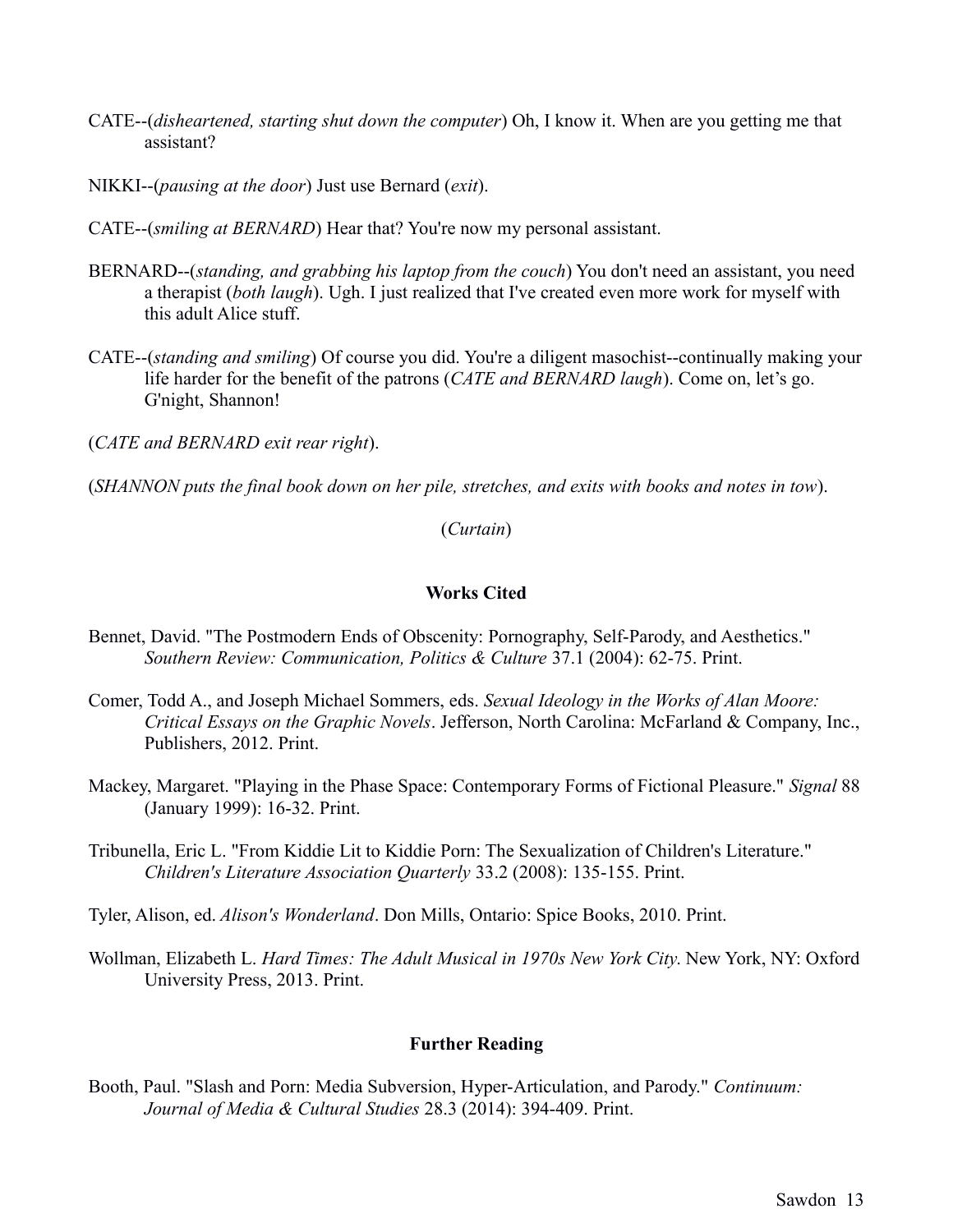CATE--(*disheartened, starting shut down the computer*) Oh, I know it. When are you getting me that assistant?

NIKKI--(*pausing at the door*) Just use Bernard (*exit*).

CATE--(*smiling at BERNARD*) Hear that? You're now my personal assistant.

BERNARD--(*standing, and grabbing his laptop from the couch*) You don't need an assistant, you need a therapist (*both laugh*). Ugh. I just realized that I've created even more work for myself with this adult Alice stuff.

CATE--(*standing and smiling*) Of course you did. You're a diligent masochist--continually making your life harder for the benefit of the patrons (*CATE and BERNARD laugh*). Come on, let's go. G'night, Shannon!

(*CATE and BERNARD exit rear right*).

(*SHANNON puts the final book down on her pile, stretches, and exits with books and notes in tow*).

(*Curtain*)

## Works Cited

Bennet, David. "The Postmodern Ends of Obscenity: Pornography, Self-Parody, and Aesthetics." *Southern Review: Communication, Politics & Culture* 37.1 (2004): 62-75. Print.

Comer, Todd A., and Joseph Michael Sommers, eds. *Sexual Ideology in the Works of Alan Moore: Critical Essays on the Graphic Novels*. Jefferson, North Carolina: McFarland & Company, Inc., Publishers, 2012. Print.

Mackey, Margaret. "Playing in the Phase Space: Contemporary Forms of Fictional Pleasure." *Signal* 88 (January 1999): 16-32. Print.

Tribunella, Eric L. "From Kiddie Lit to Kiddie Porn: The Sexualization of Children's Literature." *Children's Literature Association Quarterly* 33.2 (2008): 135-155. Print.

Tyler, Alison, ed. *Alison's Wonderland*. Don Mills, Ontario: Spice Books, 2010. Print.

Wollman, Elizabeth L. *Hard Times: The Adult Musical in 1970s New York City*. New York, NY: Oxford University Press, 2013. Print.

## Further Reading

Booth, Paul. "Slash and Porn: Media Subversion, Hyper-Articulation, and Parody." *Continuum: Journal of Media & Cultural Studies* 28.3 (2014): 394-409. Print.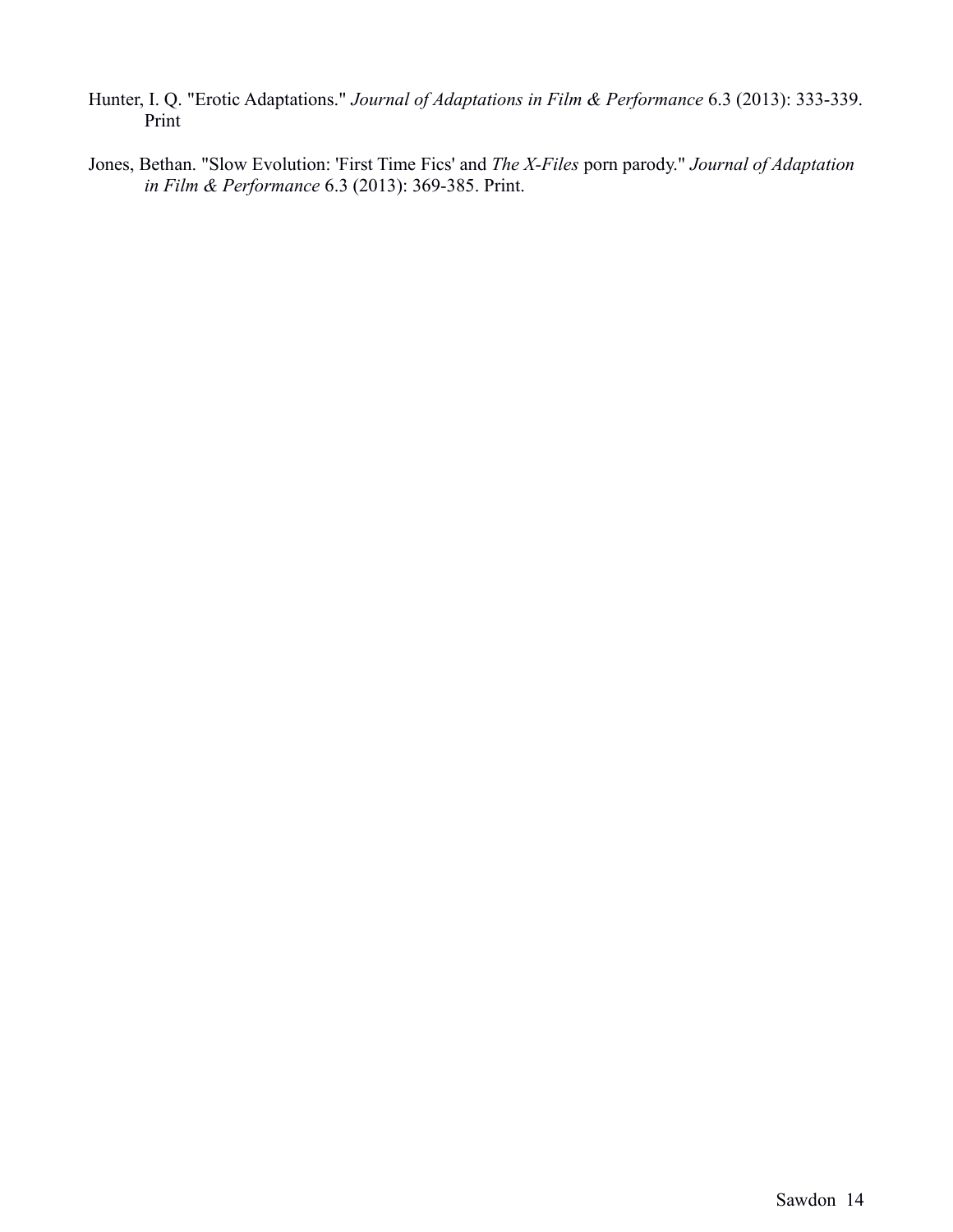Hunter, I. Q. "Erotic Adaptations." *Journal of Adaptations in Film & Performance* 6.3 (2013): 333-339. Print

Jones, Bethan. "Slow Evolution: 'First Time Fics' and *The X-Files* porn parody." *Journal of Adaptation in Film & Performance* 6.3 (2013): 369-385. Print.